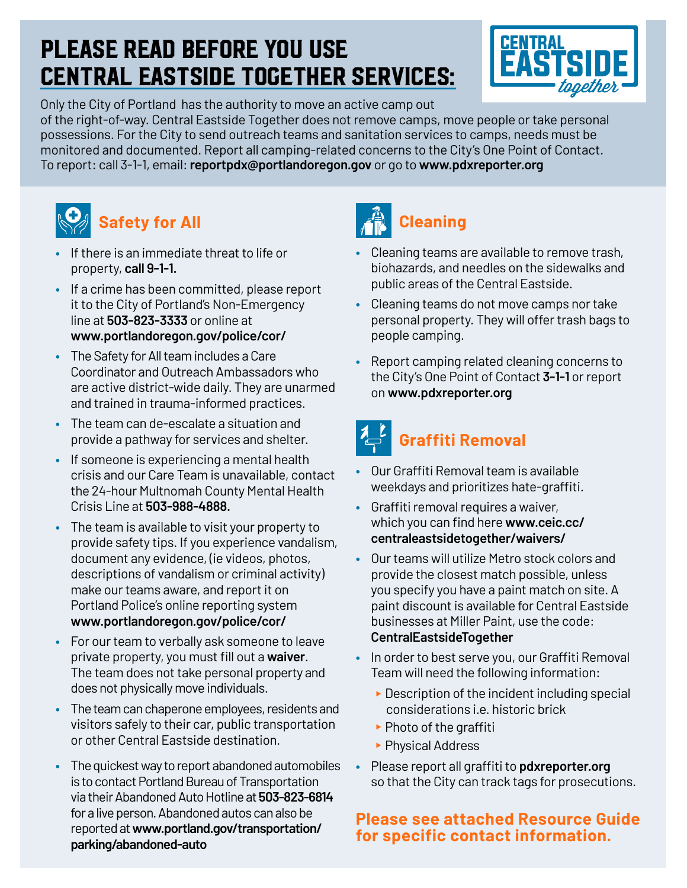# PLEASE READ BEFORE YOU USE CENTRAL EASTSIDE TOGETHER SERVICES:

Only the City of Portland has the authority to move an active camp out of the right-of-way. Central Eastside Together does not remove camps, move people or take personal possessions. For the City to send outreach teams and sanitation services to camps, needs must be monitored and documented. Report all camping-related concerns to the City's One Point of Contact. To report: call 3-1-1, email: **reportpdx@portlandoregon.gov** or go to **www.pdxreporter.org**

## Safety for All

- If there is an immediate threat to life or property, **call 9-1-1.**
- If a crime has been committed, please report it to the City of Portland's Non-Emergency line at **503-823-3333** or online at **www.portlandoregon.gov/police/cor/**
- The Safety for All team includes a Care Coordinator and Outreach Ambassadors who are active district-wide daily. They are unarmed and trained in trauma-informed practices.
- The team can de-escalate a situation and provide a pathway for services and shelter.
- If someone is experiencing a mental health crisis and our Care Team is unavailable, contact the 24-hour Multnomah County Mental Health Crisis Line at **503-988-4888.**
- The team is available to visit your property to provide safety tips. If you experience vandalism, document any evidence, (ie videos, photos, descriptions of vandalism or criminal activity) make our teams aware, and report it on Portland Police's online reporting system **www.portlandoregon.gov/police/cor/**
- For our team to verbally ask someone to leave private property, you must fill out a **waiver**. The team does not take personal property and does not physically move individuals.
- The team can chaperone employees, residents and visitors safely to their car, public transportation or other Central Eastside destination.
- The quickest way to report abandoned automobiles is to contact Portland Bureau of Transportation via their Abandoned Auto Hotline at **503-823-6814** for a live person. Abandoned autos can also be reported at **www.portland.gov/transportation/parking/abandoned-auto**

## Cleaning

- Cleaning teams are available to remove trash, biohazards, and needles on the sidewalks and public areas of the Central Eastside.
- Cleaning teams do not move camps nor take personal property. They will offer trash bags to people camping.
- Report camping related cleaning concerns to the City's One Point of Contact **3-1-1** or report on **www.pdxreporter.org**

## Graffiti Removal

- Our Graffiti Removal team is available weekdays and prioritizes hate-graffiti.
- Graffiti removal requires a waiver, which you can find here **www.ceic.cc/centraleastsidetogether/waivers/**
- Our teams will utilize Metro stock colors and provide the closest match possible, unless you specify you have a paint match on site. A paint discount is available for Central Eastside businesses at Miller Paint, use the code: **CentralEastsideTogether**
- In order to best serve you, our Graffiti Removal Team will need the following information:
  - Description of the incident including special considerations i.e. historic brick
  - Photo of the graffiti
  - Physical Address
- Please report all graffiti to **pdxreporter.org** so that the City can track tags for prosecutions.

**Please see attached Resource Guide for specific contact information.**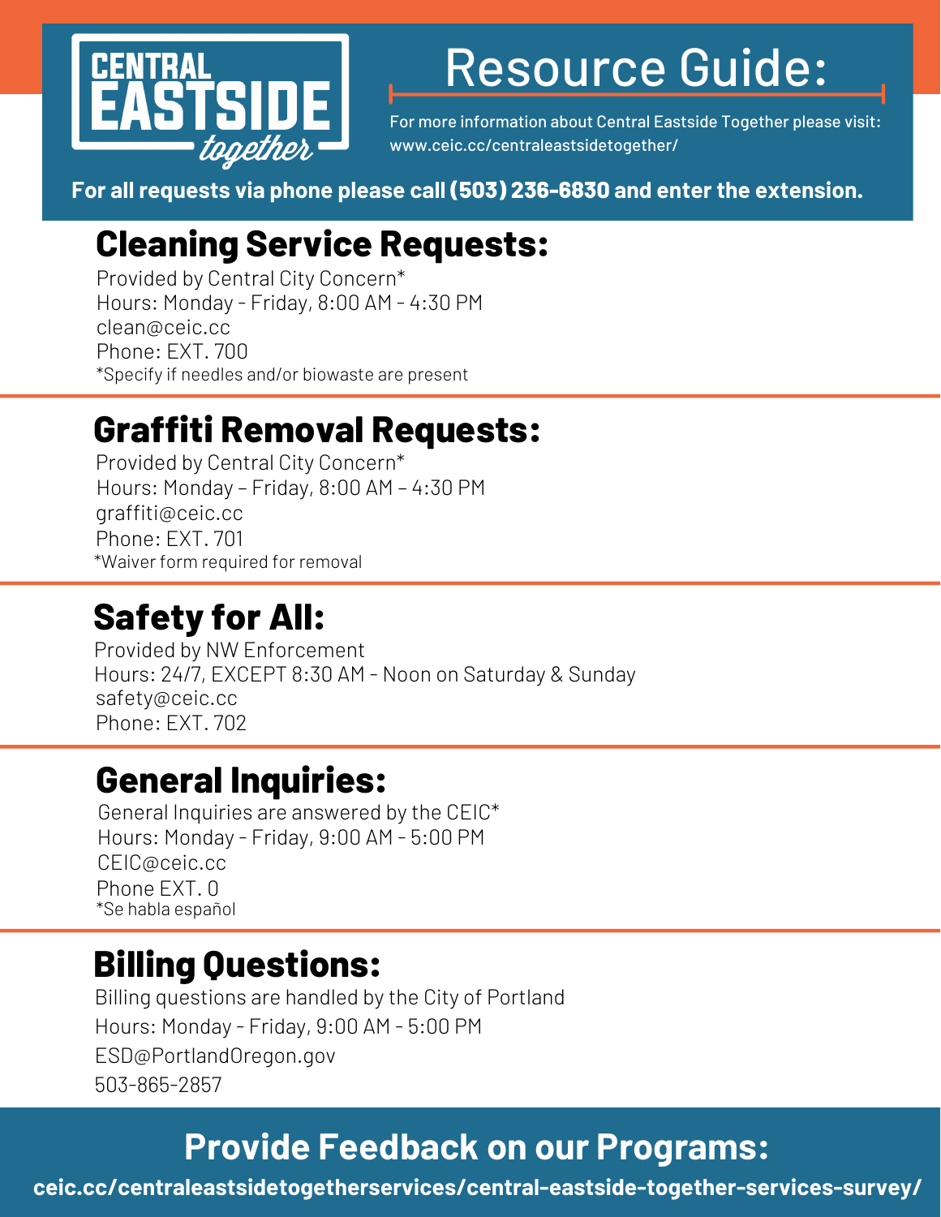CENTRAL EASTSIDE *together*

# Resource Guide:

For more information about Central Eastside Together please visit: www.ceic.cc/centraleastsidetogether/

**For all requests via phone please call (503) 236-6830 and enter the extension.**

## Cleaning Service Requests:

Provided by Central City Concern*
Hours: Monday - Friday, 8:00 AM - 4:30 PM
clean@ceic.cc
Phone: EXT. 700
*Specify if needles and/or biowaste are present

## Graffiti Removal Requests:

Provided by Central City Concern*
Hours: Monday – Friday, 8:00 AM – 4:30 PM
graffiti@ceic.cc
Phone: EXT. 701
*Waiver form required for removal

## Safety for All:

Provided by NW Enforcement
Hours: 24/7, EXCEPT 8:30 AM - Noon on Saturday & Sunday
safety@ceic.cc
Phone: EXT. 702

## General Inquiries:

General Inquiries are answered by the CEIC*
Hours: Monday - Friday, 9:00 AM - 5:00 PM
CEIC@ceic.cc
Phone EXT. 0
*Se habla español

## Billing Questions:

Billing questions are handled by the City of Portland
Hours: Monday - Friday, 9:00 AM - 5:00 PM
ESD@PortlandOregon.gov
503-865-2857

## Provide Feedback on our Programs:

**ceic.cc/centraleastsidetogetherservices/central-eastside-together-services-survey/**